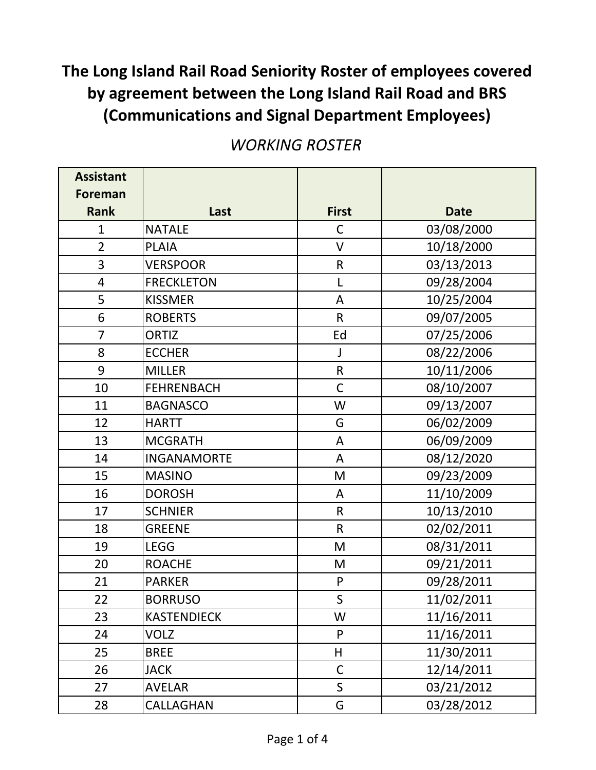# The Long Island Rail Road Seniority Roster of employees covered by agreement between the Long Island Rail Road and BRS (Communications and Signal Department Employees)

*WORKING ROSTER*

| Assistant Foreman Rank | Last | First | Date |
|---|---|---|---|
| 1 | NATALE | C | 03/08/2000 |
| 2 | PLAIA | V | 10/18/2000 |
| 3 | VERSPOOR | R | 03/13/2013 |
| 4 | FRECKLETON | L | 09/28/2004 |
| 5 | KISSMER | A | 10/25/2004 |
| 6 | ROBERTS | R | 09/07/2005 |
| 7 | ORTIZ | Ed | 07/25/2006 |
| 8 | ECCHER | J | 08/22/2006 |
| 9 | MILLER | R | 10/11/2006 |
| 10 | FEHRENBACH | C | 08/10/2007 |
| 11 | BAGNASCO | W | 09/13/2007 |
| 12 | HARTT | G | 06/02/2009 |
| 13 | MCGRATH | A | 06/09/2009 |
| 14 | INGANAMORTE | A | 08/12/2020 |
| 15 | MASINO | M | 09/23/2009 |
| 16 | DOROSH | A | 11/10/2009 |
| 17 | SCHNIER | R | 10/13/2010 |
| 18 | GREENE | R | 02/02/2011 |
| 19 | LEGG | M | 08/31/2011 |
| 20 | ROACHE | M | 09/21/2011 |
| 21 | PARKER | P | 09/28/2011 |
| 22 | BORRUSO | S | 11/02/2011 |
| 23 | KASTENDIECK | W | 11/16/2011 |
| 24 | VOLZ | P | 11/16/2011 |
| 25 | BREE | H | 11/30/2011 |
| 26 | JACK | C | 12/14/2011 |
| 27 | AVELAR | S | 03/21/2012 |
| 28 | CALLAGHAN | G | 03/28/2012 |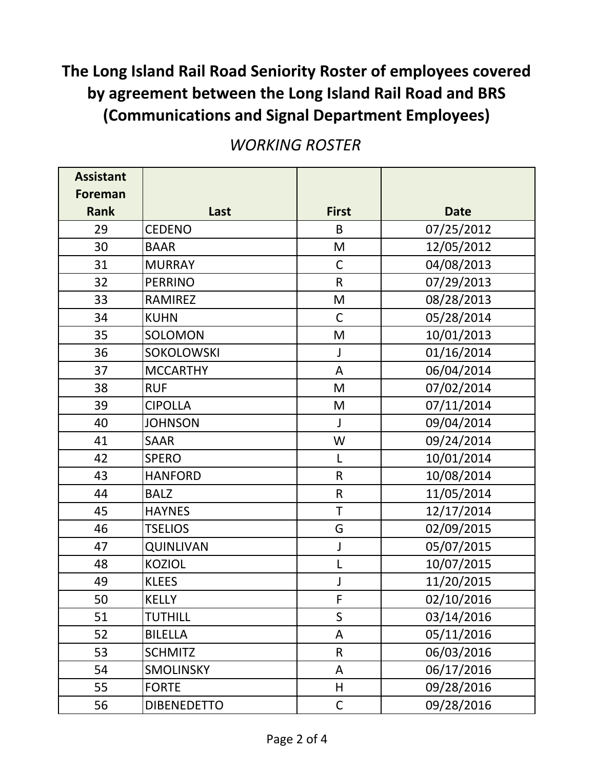# The Long Island Rail Road Seniority Roster of employees covered by agreement between the Long Island Rail Road and BRS (Communications and Signal Department Employees)

*WORKING ROSTER*

| Assistant Foreman Rank | Last | First | Date |
|---|---|---|---|
| 29 | CEDENO | B | 07/25/2012 |
| 30 | BAAR | M | 12/05/2012 |
| 31 | MURRAY | C | 04/08/2013 |
| 32 | PERRINO | R | 07/29/2013 |
| 33 | RAMIREZ | M | 08/28/2013 |
| 34 | KUHN | C | 05/28/2014 |
| 35 | SOLOMON | M | 10/01/2013 |
| 36 | SOKOLOWSKI | J | 01/16/2014 |
| 37 | MCCARTHY | A | 06/04/2014 |
| 38 | RUF | M | 07/02/2014 |
| 39 | CIPOLLA | M | 07/11/2014 |
| 40 | JOHNSON | J | 09/04/2014 |
| 41 | SAAR | W | 09/24/2014 |
| 42 | SPERO | L | 10/01/2014 |
| 43 | HANFORD | R | 10/08/2014 |
| 44 | BALZ | R | 11/05/2014 |
| 45 | HAYNES | T | 12/17/2014 |
| 46 | TSELIOS | G | 02/09/2015 |
| 47 | QUINLIVAN | J | 05/07/2015 |
| 48 | KOZIOL | L | 10/07/2015 |
| 49 | KLEES | J | 11/20/2015 |
| 50 | KELLY | F | 02/10/2016 |
| 51 | TUTHILL | S | 03/14/2016 |
| 52 | BILELLA | A | 05/11/2016 |
| 53 | SCHMITZ | R | 06/03/2016 |
| 54 | SMOLINSKY | A | 06/17/2016 |
| 55 | FORTE | H | 09/28/2016 |
| 56 | DIBENEDETTO | C | 09/28/2016 |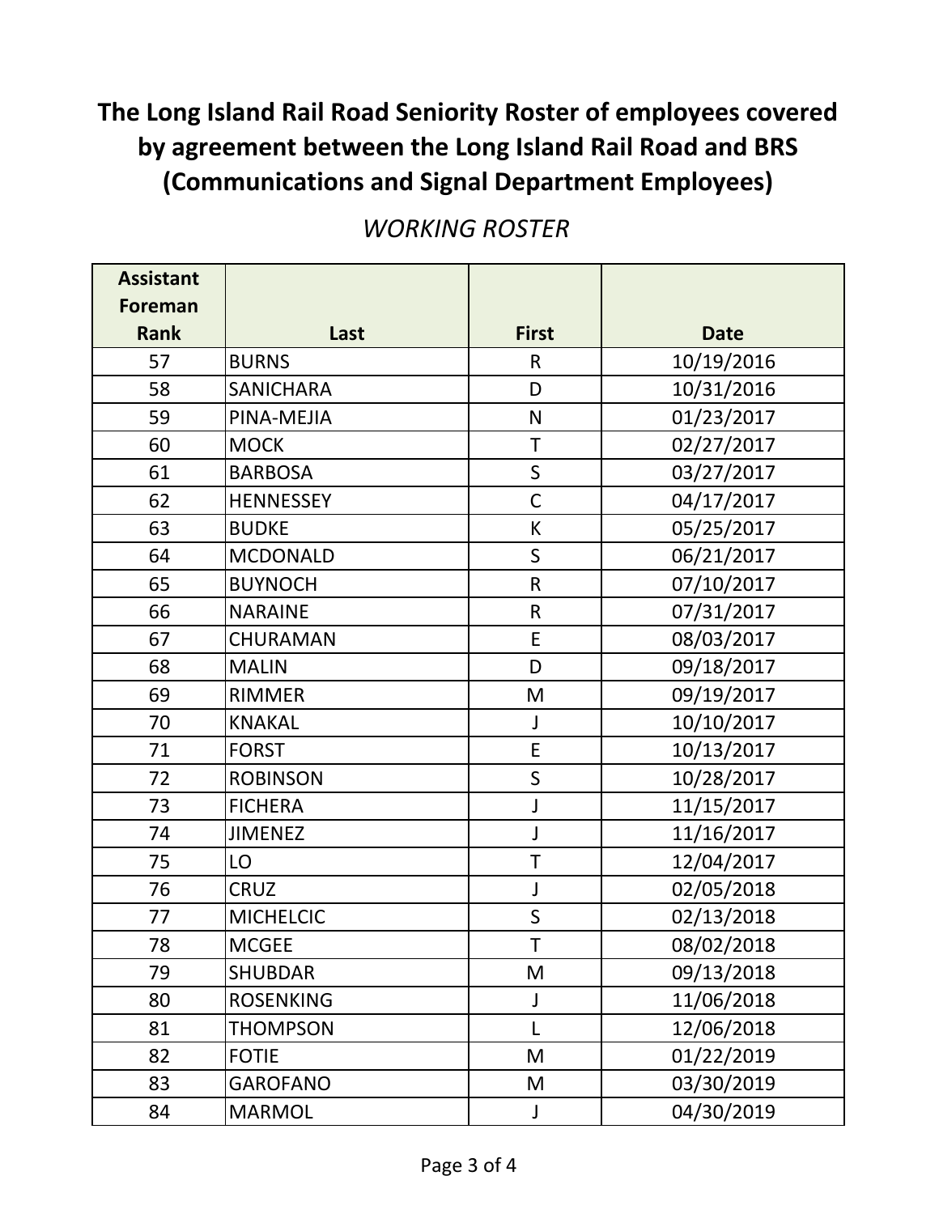# The Long Island Rail Road Seniority Roster of employees covered by agreement between the Long Island Rail Road and BRS (Communications and Signal Department Employees)

*WORKING ROSTER*

| Assistant Foreman Rank | Last | First | Date |
|---|---|---|---|
| 57 | BURNS | R | 10/19/2016 |
| 58 | SANICHARA | D | 10/31/2016 |
| 59 | PINA-MEJIA | N | 01/23/2017 |
| 60 | MOCK | T | 02/27/2017 |
| 61 | BARBOSA | S | 03/27/2017 |
| 62 | HENNESSEY | C | 04/17/2017 |
| 63 | BUDKE | K | 05/25/2017 |
| 64 | MCDONALD | S | 06/21/2017 |
| 65 | BUYNOCH | R | 07/10/2017 |
| 66 | NARAINE | R | 07/31/2017 |
| 67 | CHURAMAN | E | 08/03/2017 |
| 68 | MALIN | D | 09/18/2017 |
| 69 | RIMMER | M | 09/19/2017 |
| 70 | KNAKAL | J | 10/10/2017 |
| 71 | FORST | E | 10/13/2017 |
| 72 | ROBINSON | S | 10/28/2017 |
| 73 | FICHERA | J | 11/15/2017 |
| 74 | JIMENEZ | J | 11/16/2017 |
| 75 | LO | T | 12/04/2017 |
| 76 | CRUZ | J | 02/05/2018 |
| 77 | MICHELCIC | S | 02/13/2018 |
| 78 | MCGEE | T | 08/02/2018 |
| 79 | SHUBDAR | M | 09/13/2018 |
| 80 | ROSENKING | J | 11/06/2018 |
| 81 | THOMPSON | L | 12/06/2018 |
| 82 | FOTIE | M | 01/22/2019 |
| 83 | GAROFANO | M | 03/30/2019 |
| 84 | MARMOL | J | 04/30/2019 |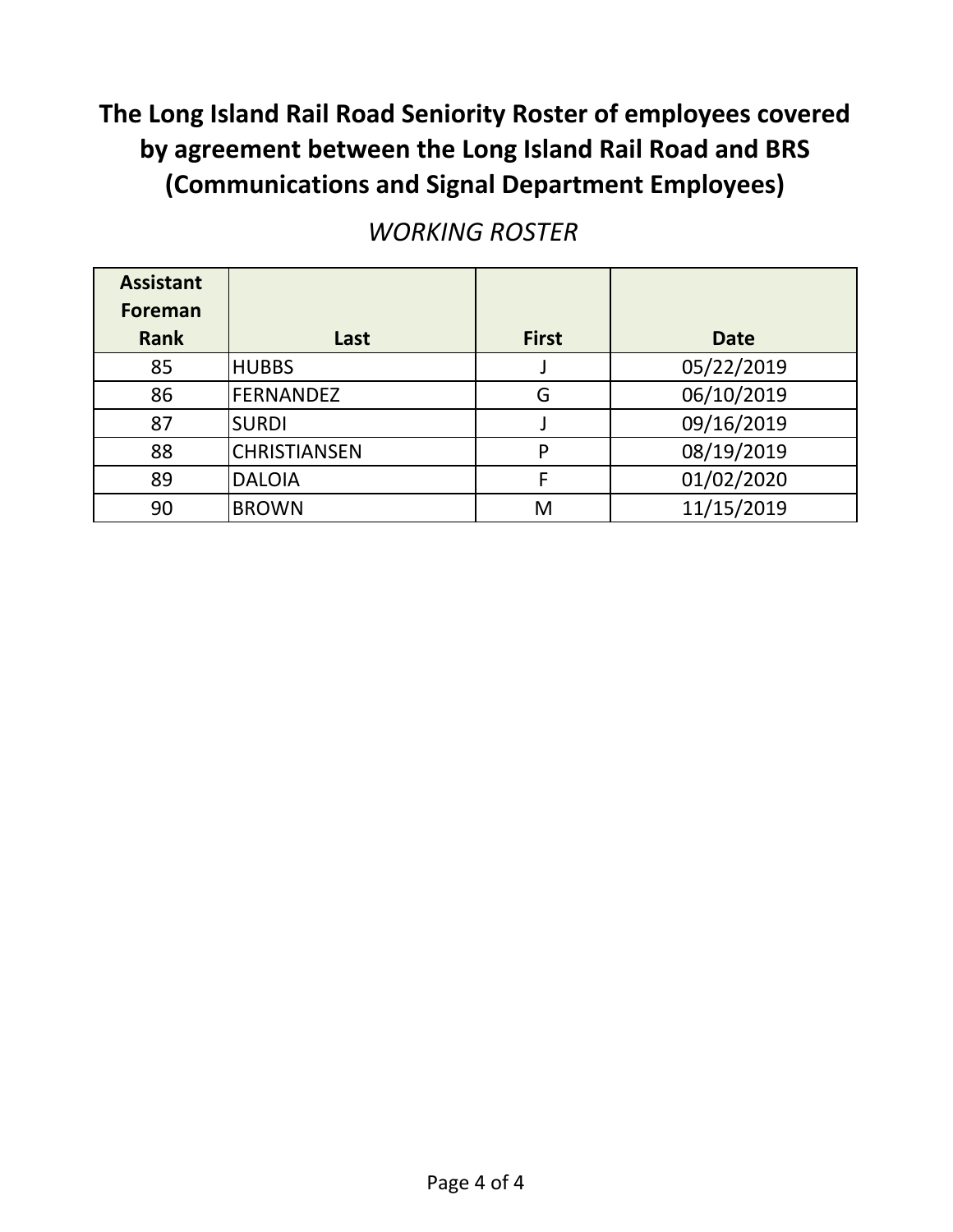# The Long Island Rail Road Seniority Roster of employees covered by agreement between the Long Island Rail Road and BRS (Communications and Signal Department Employees)

*WORKING ROSTER*

| Assistant Foreman Rank | Last | First | Date |
|---|---|---|---|
| 85 | HUBBS | J | 05/22/2019 |
| 86 | FERNANDEZ | G | 06/10/2019 |
| 87 | SURDI | J | 09/16/2019 |
| 88 | CHRISTIANSEN | P | 08/19/2019 |
| 89 | DALOIA | F | 01/02/2020 |
| 90 | BROWN | M | 11/15/2019 |